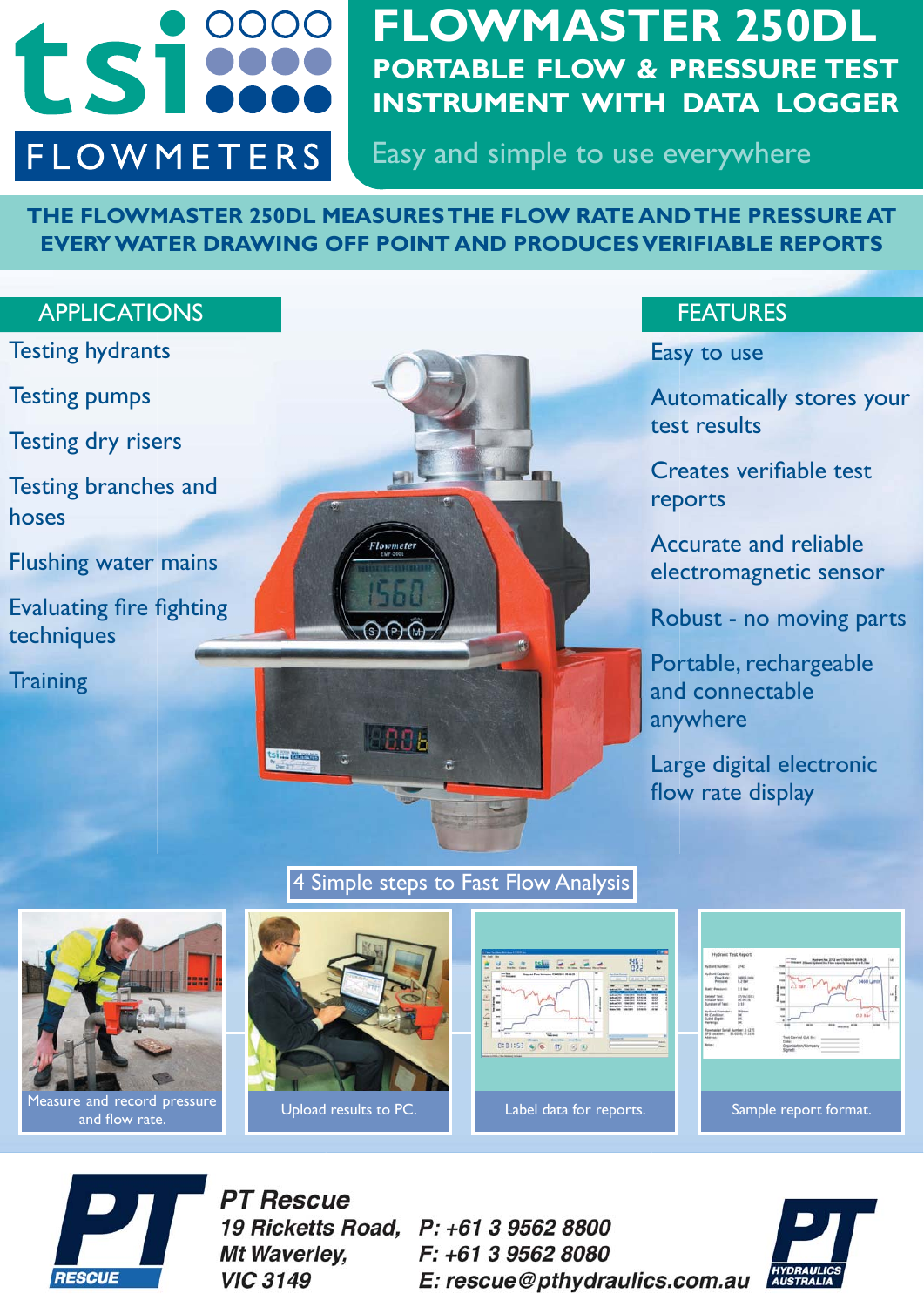# FLOWMASTER 250DL

## PORTABLE FLOW & PRESSURE TEST INSTRUMENT WITH DATA LOGGER

Easy and simple to use everywhere

tsi FLOWMETERS

**THE FLOWMASTER 250DL MEASURES THE FLOW RATE AND THE PRESSURE AT EVERY WATER DRAWING OFF POINT AND PRODUCES VERIFIABLE REPORTS**

## APPLICATIONS

- Testing hydrants
- Testing pumps
- Testing dry risers
- Testing branches and hoses
- Flushing water mains
- Evaluating fire fighting techniques
- Training

## FEATURES

- Easy to use
- Automatically stores your test results
- Creates verifiable test reports
- Accurate and reliable electromagnetic sensor
- Robust - no moving parts
- Portable, rechargeable and connectable anywhere
- Large digital electronic flow rate display

## 4 Simple steps to Fast Flow Analysis

1. Measure and record pressure and flow rate.
2. Upload results to PC.
3. Label data for reports.
4. Sample report format.

---

**PT Rescue**
*19 Ricketts Road,*
*Mt Waverley,*
*VIC 3149*

*P: +61 3 9562 8800*
*F: +61 3 9562 8080*
*E: rescue@pthydraulics.com.au*

PT RESCUE — PT HYDRAULICS AUSTRALIA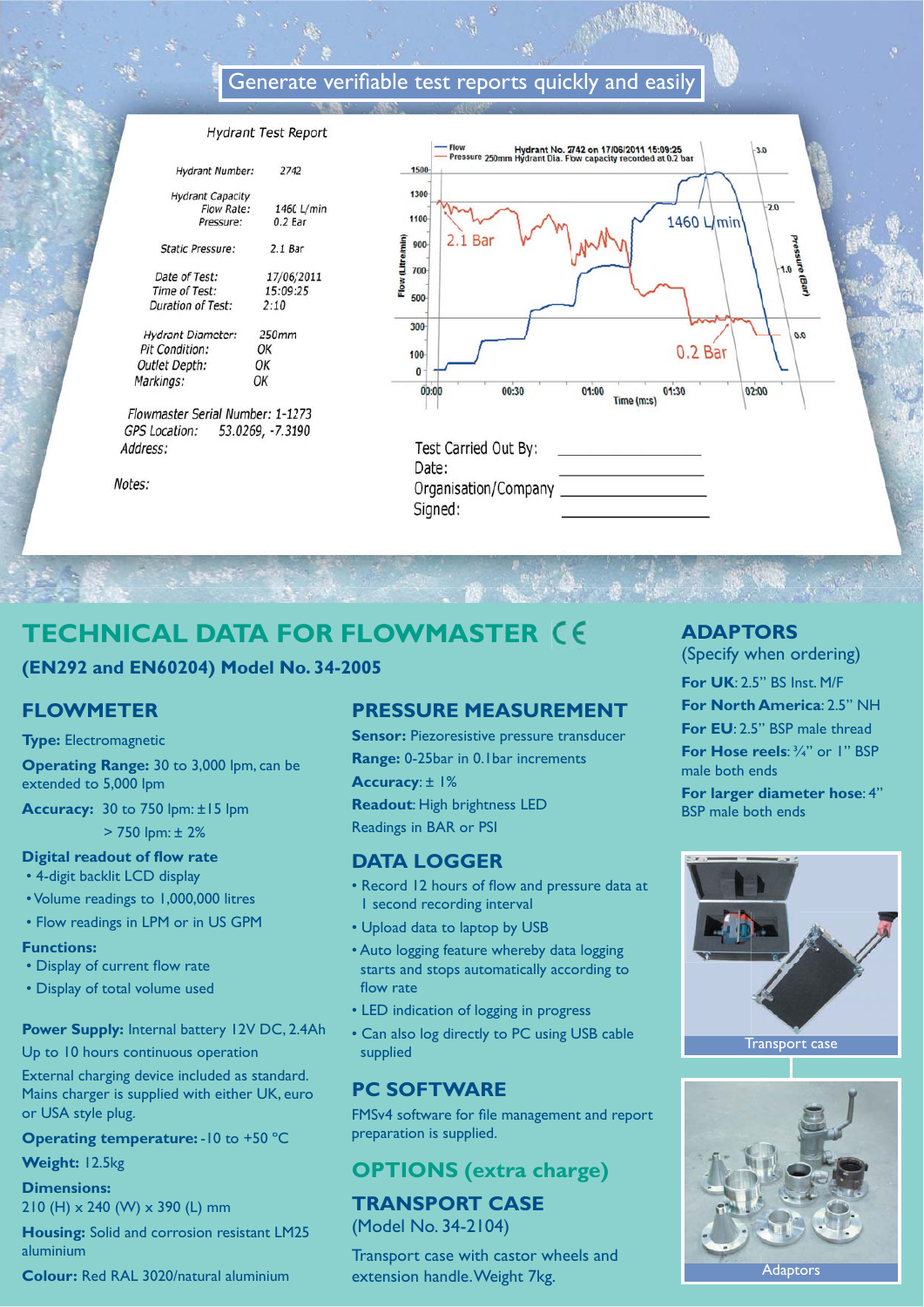Generate verifiable test reports quickly and easily

Hydrant Test Report

Hydrant Number: 2742

Hydrant Capacity
Flow Rate: 1460 L/min
Pressure: 0.2 Bar

Static Pressure: 2.1 Bar

Date of Test: 17/06/2011
Time of Test: 15:09:25
Duration of Test: 2:10

Hydrant Diameter: 250mm
Pit Condition: OK
Outlet Depth: OK
Markings: OK

Flowmaster Serial Number: 1-1273
GPS Location: 53.0269, -7.3190
Address:

Notes:

Flow
Pressure
Hydrant No. 2742 on 17/06/2011 15:09:25
250mm Hydrant Dia. Flow capacity recorded at 0.2 bar
Flow (Litre/min)
Pressure (Bar)
Time (m:s)
1500
1300
1100
900
700
500
300
100
0
3.0
2.0
1.0
0.0
00:00
00:30
01:00
01:30
02:00
2.1 Bar
1460 L/min
0.2 Bar

Test Carried Out By: ____________
Date: ____________
Organisation/Company ____________
Signed: ____________

# TECHNICAL DATA FOR FLOWMASTER CE

**(EN292 and EN60204) Model No. 34-2005**

## FLOWMETER

**Type:** Electromagnetic

**Operating Range:** 30 to 3,000 lpm, can be extended to 5,000 lpm

**Accuracy:** 30 to 750 lpm: ±15 lpm
> 750 lpm: ± 2%

**Digital readout of flow rate**
- 4-digit backlit LCD display
- Volume readings to 1,000,000 litres
- Flow readings in LPM or in US GPM

**Functions:**
- Display of current flow rate
- Display of total volume used

**Power Supply:** Internal battery 12V DC, 2.4Ah
Up to 10 hours continuous operation

External charging device included as standard. Mains charger is supplied with either UK, euro or USA style plug.

**Operating temperature:** -10 to +50 °C

**Weight:** 12.5kg

**Dimensions:**
210 (H) x 240 (W) x 390 (L) mm

**Housing:** Solid and corrosion resistant LM25 aluminium

**Colour:** Red RAL 3020/natural aluminium

## PRESSURE MEASUREMENT

**Sensor:** Piezoresistive pressure transducer

**Range:** 0-25bar in 0.1bar increments

**Accuracy:** ± 1%

**Readout:** High brightness LED

Readings in BAR or PSI

## DATA LOGGER

- Record 12 hours of flow and pressure data at 1 second recording interval
- Upload data to laptop by USB
- Auto logging feature whereby data logging starts and stops automatically according to flow rate
- LED indication of logging in progress
- Can also log directly to PC using USB cable supplied

## PC SOFTWARE

FMSv4 software for file management and report preparation is supplied.

## OPTIONS (extra charge)

## TRANSPORT CASE

(Model No. 34-2104)

Transport case with castor wheels and extension handle. Weight 7kg.

## ADAPTORS

(Specify when ordering)

**For UK**: 2.5" BS Inst. M/F

**For North America**: 2.5" NH

**For EU**: 2.5" BSP male thread

**For Hose reels**: ¾" or 1" BSP male both ends

**For larger diameter hose**: 4" BSP male both ends

Transport case

Adaptors